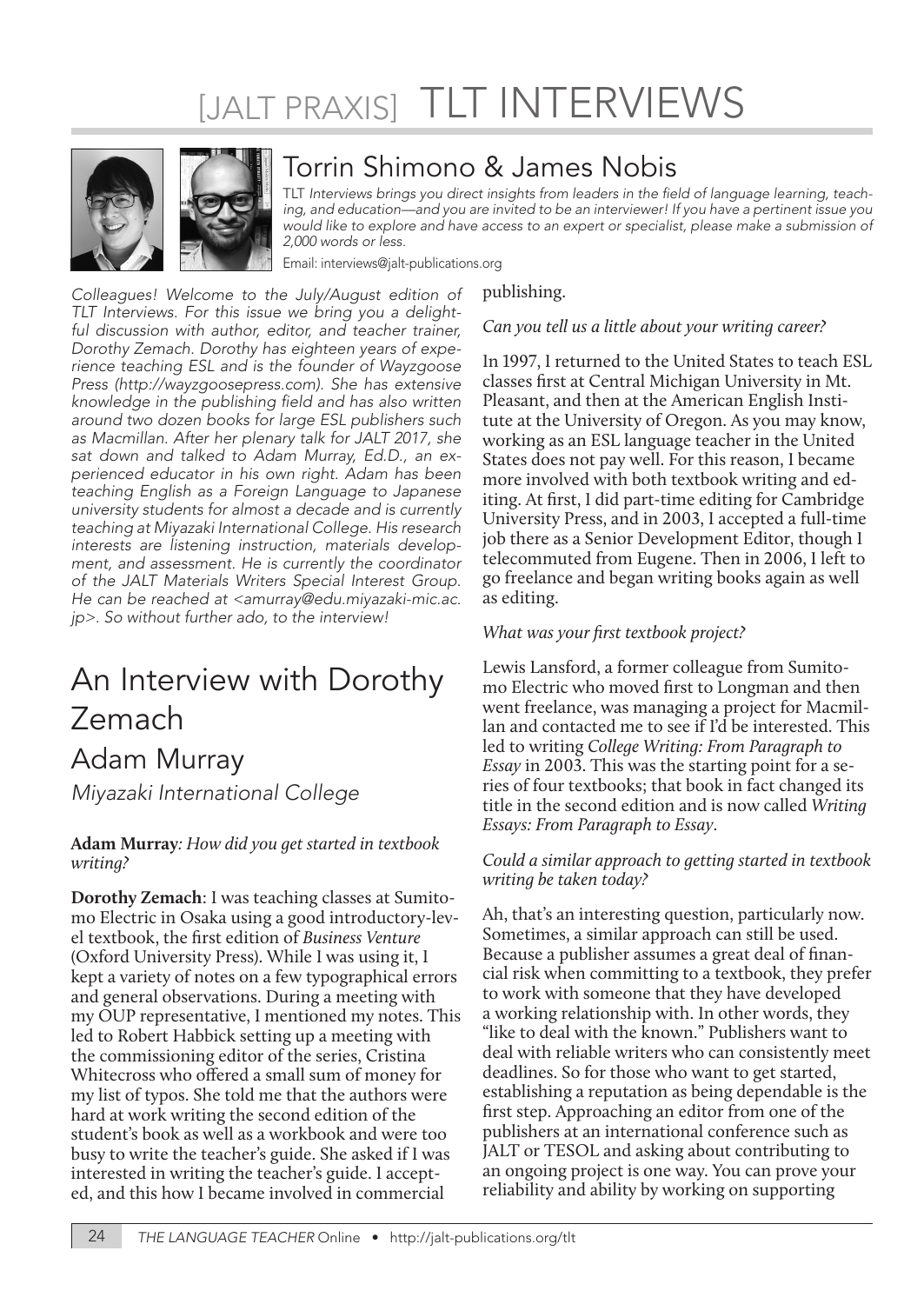# [JALT PRAXIS] TLT INTERVIEWS

## Torrin Shimono & James Nobis

TLT *Interviews brings you direct insights from leaders in the field of language learning, teaching, and education—and you are invited to be an interviewer! If you have a pertinent issue you would like to explore and have access to an expert or specialist, please make a submission of 2,000 words or less.*

Email: interviews@jalt-publications.org

*Colleagues! Welcome to the July/August edition of TLT Interviews. For this issue we bring you a delightful discussion with author, editor, and teacher trainer, Dorothy Zemach. Dorothy has eighteen years of experience teaching ESL and is the founder of Wayzgoose Press (http://wayzgoosepress.com). She has extensive knowledge in the publishing field and has also written around two dozen books for large ESL publishers such as Macmillan. After her plenary talk for JALT 2017, she sat down and talked to Adam Murray, Ed.D., an experienced educator in his own right. Adam has been teaching English as a Foreign Language to Japanese university students for almost a decade and is currently teaching at Miyazaki International College. His research interests are listening instruction, materials development, and assessment. He is currently the coordinator of the JALT Materials Writers Special Interest Group. He can be reached at <amurray@edu.miyazaki-mic.ac.jp>. So without further ado, to the interview!*

# An Interview with Dorothy Zemach

## Adam Murray

*Miyazaki International College*

**Adam Murray***: How did you get started in textbook writing?*

**Dorothy Zemach**: I was teaching classes at Sumitomo Electric in Osaka using a good introductory-level textbook, the first edition of *Business Venture* (Oxford University Press). While I was using it, I kept a variety of notes on a few typographical errors and general observations. During a meeting with my OUP representative, I mentioned my notes. This led to Robert Habbick setting up a meeting with the commissioning editor of the series, Cristina Whitecross who offered a small sum of money for my list of typos. She told me that the authors were hard at work writing the second edition of the student's book as well as a workbook and were too busy to write the teacher's guide. She asked if I was interested in writing the teacher's guide. I accepted, and this how I became involved in commercial publishing.

*Can you tell us a little about your writing career?*

In 1997, I returned to the United States to teach ESL classes first at Central Michigan University in Mt. Pleasant, and then at the American English Institute at the University of Oregon. As you may know, working as an ESL language teacher in the United States does not pay well. For this reason, I became more involved with both textbook writing and editing. At first, I did part-time editing for Cambridge University Press, and in 2003, I accepted a full-time job there as a Senior Development Editor, though I telecommuted from Eugene. Then in 2006, I left to go freelance and began writing books again as well as editing.

*What was your first textbook project?*

Lewis Lansford, a former colleague from Sumitomo Electric who moved first to Longman and then went freelance, was managing a project for Macmillan and contacted me to see if I'd be interested. This led to writing *College Writing: From Paragraph to Essay* in 2003. This was the starting point for a series of four textbooks; that book in fact changed its title in the second edition and is now called *Writing Essays: From Paragraph to Essay*.

*Could a similar approach to getting started in textbook writing be taken today?*

Ah, that's an interesting question, particularly now. Sometimes, a similar approach can still be used. Because a publisher assumes a great deal of financial risk when committing to a textbook, they prefer to work with someone that they have developed a working relationship with. In other words, they "like to deal with the known." Publishers want to deal with reliable writers who can consistently meet deadlines. So for those who want to get started, establishing a reputation as being dependable is the first step. Approaching an editor from one of the publishers at an international conference such as JALT or TESOL and asking about contributing to an ongoing project is one way. You can prove your reliability and ability by working on supporting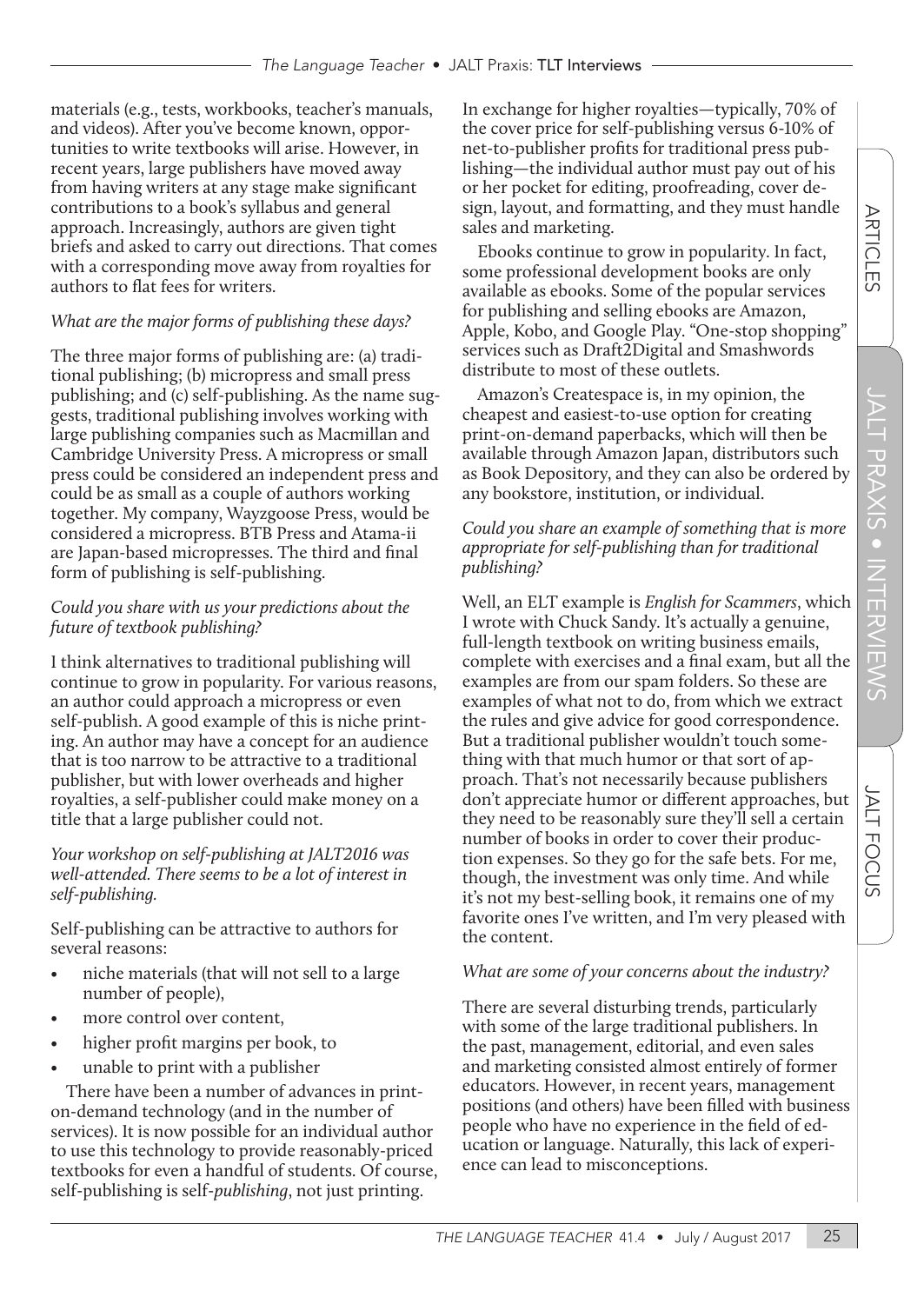materials (e.g., tests, workbooks, teacher's manuals, and videos). After you've become known, opportunities to write textbooks will arise. However, in recent years, large publishers have moved away from having writers at any stage make significant contributions to a book's syllabus and general approach. Increasingly, authors are given tight briefs and asked to carry out directions. That comes with a corresponding move away from royalties for authors to flat fees for writers.

*What are the major forms of publishing these days?*

The three major forms of publishing are: (a) traditional publishing; (b) micropress and small press publishing; and (c) self-publishing. As the name suggests, traditional publishing involves working with large publishing companies such as Macmillan and Cambridge University Press. A micropress or small press could be considered an independent press and could be as small as a couple of authors working together. My company, Wayzgoose Press, would be considered a micropress. BTB Press and Atama-ii are Japan-based micropresses. The third and final form of publishing is self-publishing.

*Could you share with us your predictions about the future of textbook publishing?*

I think alternatives to traditional publishing will continue to grow in popularity. For various reasons, an author could approach a micropress or even self-publish. A good example of this is niche printing. An author may have a concept for an audience that is too narrow to be attractive to a traditional publisher, but with lower overheads and higher royalties, a self-publisher could make money on a title that a large publisher could not.

*Your workshop on self-publishing at JALT2016 was well-attended. There seems to be a lot of interest in self-publishing.*

Self-publishing can be attractive to authors for several reasons:

- niche materials (that will not sell to a large number of people),
- more control over content,
- higher profit margins per book, to
- unable to print with a publisher

There have been a number of advances in print-on-demand technology (and in the number of services). It is now possible for an individual author to use this technology to provide reasonably-priced textbooks for even a handful of students. Of course, self-publishing is self-*publishing*, not just printing.

In exchange for higher royalties—typically, 70% of the cover price for self-publishing versus 6-10% of net-to-publisher profits for traditional press publishing—the individual author must pay out of his or her pocket for editing, proofreading, cover design, layout, and formatting, and they must handle sales and marketing.

Ebooks continue to grow in popularity. In fact, some professional development books are only available as ebooks. Some of the popular services for publishing and selling ebooks are Amazon, Apple, Kobo, and Google Play. "One-stop shopping" services such as Draft2Digital and Smashwords distribute to most of these outlets.

Amazon's Createspace is, in my opinion, the cheapest and easiest-to-use option for creating print-on-demand paperbacks, which will then be available through Amazon Japan, distributors such as Book Depository, and they can also be ordered by any bookstore, institution, or individual.

*Could you share an example of something that is more appropriate for self-publishing than for traditional publishing?*

Well, an ELT example is *English for Scammers*, which I wrote with Chuck Sandy. It's actually a genuine, full-length textbook on writing business emails, complete with exercises and a final exam, but all the examples are from our spam folders. So these are examples of what not to do, from which we extract the rules and give advice for good correspondence. But a traditional publisher wouldn't touch something with that much humor or that sort of approach. That's not necessarily because publishers don't appreciate humor or different approaches, but they need to be reasonably sure they'll sell a certain number of books in order to cover their production expenses. So they go for the safe bets. For me, though, the investment was only time. And while it's not my best-selling book, it remains one of my favorite ones I've written, and I'm very pleased with the content.

*What are some of your concerns about the industry?*

There are several disturbing trends, particularly with some of the large traditional publishers. In the past, management, editorial, and even sales and marketing consisted almost entirely of former educators. However, in recent years, management positions (and others) have been filled with business people who have no experience in the field of education or language. Naturally, this lack of experience can lead to misconceptions.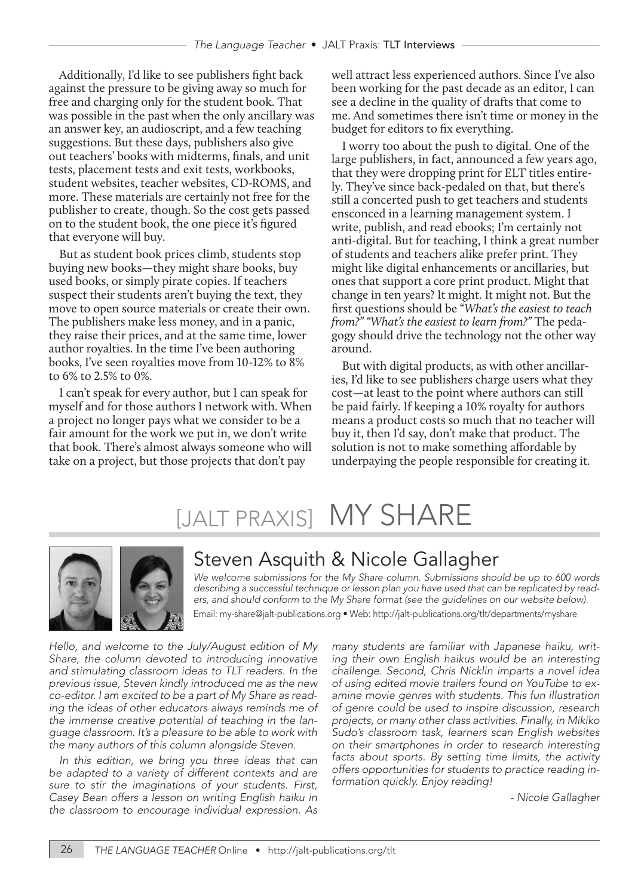Additionally, I'd like to see publishers fight back against the pressure to be giving away so much for free and charging only for the student book. That was possible in the past when the only ancillary was an answer key, an audioscript, and a few teaching suggestions. But these days, publishers also give out teachers' books with midterms, finals, and unit tests, placement tests and exit tests, workbooks, student websites, teacher websites, CD-ROMS, and more. These materials are certainly not free for the publisher to create, though. So the cost gets passed on to the student book, the one piece it's figured that everyone will buy.

But as student book prices climb, students stop buying new books—they might share books, buy used books, or simply pirate copies. If teachers suspect their students aren't buying the text, they move to open source materials or create their own. The publishers make less money, and in a panic, they raise their prices, and at the same time, lower author royalties. In the time I've been authoring books, I've seen royalties move from 10-12% to 8% to 6% to 2.5% to 0%.

I can't speak for every author, but I can speak for myself and for those authors I network with. When a project no longer pays what we consider to be a fair amount for the work we put in, we don't write that book. There's almost always someone who will take on a project, but those projects that don't pay well attract less experienced authors. Since I've also been working for the past decade as an editor, I can see a decline in the quality of drafts that come to me. And sometimes there isn't time or money in the budget for editors to fix everything.

I worry too about the push to digital. One of the large publishers, in fact, announced a few years ago, that they were dropping print for ELT titles entirely. They've since back-pedaled on that, but there's still a concerted push to get teachers and students ensconced in a learning management system. I write, publish, and read ebooks; I'm certainly not anti-digital. But for teaching, I think a great number of students and teachers alike prefer print. They might like digital enhancements or ancillaries, but ones that support a core print product. Might that change in ten years? It might. It might not. But the first questions should be "*What's the easiest to teach from?" "What's the easiest to learn from?"* The pedagogy should drive the technology not the other way around.

But with digital products, as with other ancillaries, I'd like to see publishers charge users what they cost—at least to the point where authors can still be paid fairly. If keeping a 10% royalty for authors means a product costs so much that no teacher will buy it, then I'd say, don't make that product. The solution is not to make something affordable by underpaying the people responsible for creating it.

# [JALT PRAXIS] MY SHARE

## Steven Asquith & Nicole Gallagher

*We welcome submissions for the My Share column. Submissions should be up to 600 words describing a successful technique or lesson plan you have used that can be replicated by readers, and should conform to the My Share format (see the guidelines on our website below).*

Email: my-share@jalt-publications.org • Web: http://jalt-publications.org/tlt/departments/myshare

*Hello, and welcome to the July/August edition of My Share, the column devoted to introducing innovative and stimulating classroom ideas to TLT readers. In the previous issue, Steven kindly introduced me as the new co-editor. I am excited to be a part of My Share as reading the ideas of other educators always reminds me of the immense creative potential of teaching in the language classroom. It's a pleasure to be able to work with the many authors of this column alongside Steven.*

*In this edition, we bring you three ideas that can be adapted to a variety of different contexts and are sure to stir the imaginations of your students. First, Casey Bean offers a lesson on writing English haiku in the classroom to encourage individual expression. As many students are familiar with Japanese haiku, writing their own English haikus would be an interesting challenge. Second, Chris Nicklin imparts a novel idea of using edited movie trailers found on YouTube to examine movie genres with students. This fun illustration of genre could be used to inspire discussion, research projects, or many other class activities. Finally, in Mikiko Sudo's classroom task, learners scan English websites on their smartphones in order to research interesting facts about sports. By setting time limits, the activity offers opportunities for students to practice reading information quickly. Enjoy reading!*

*- Nicole Gallagher*